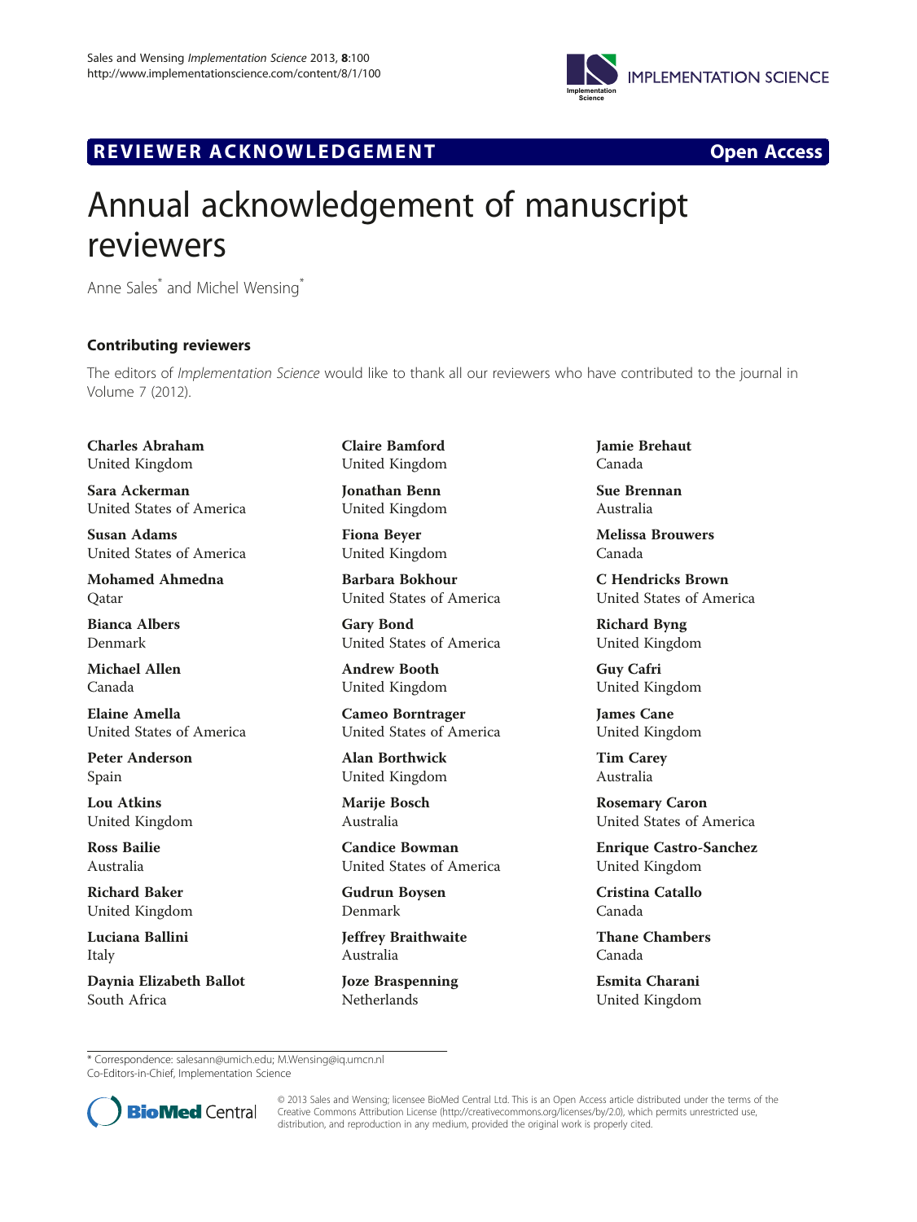REVIEWER ACKNOWLEDGEMENT

Open Access

# Annual acknowledgement of manuscript reviewers

Anne Sales* and Michel Wensing*

## Contributing reviewers

The editors of *Implementation Science* would like to thank all our reviewers who have contributed to the journal in Volume 7 (2012).

**Charles Abraham**
United Kingdom

**Sara Ackerman**
United States of America

**Susan Adams**
United States of America

**Mohamed Ahmedna**
Qatar

**Bianca Albers**
Denmark

**Michael Allen**
Canada

**Elaine Amella**
United States of America

**Peter Anderson**
Spain

**Lou Atkins**
United Kingdom

**Ross Bailie**
Australia

**Richard Baker**
United Kingdom

**Luciana Ballini**
Italy

**Daynia Elizabeth Ballot**
South Africa

**Claire Bamford**
United Kingdom

**Jonathan Benn**
United Kingdom

**Fiona Beyer**
United Kingdom

**Barbara Bokhour**
United States of America

**Gary Bond**
United States of America

**Andrew Booth**
United Kingdom

**Cameo Borntrager**
United States of America

**Alan Borthwick**
United Kingdom

**Marije Bosch**
Australia

**Candice Bowman**
United States of America

**Gudrun Boysen**
Denmark

**Jeffrey Braithwaite**
Australia

**Joze Braspenning**
Netherlands

**Jamie Brehaut**
Canada

**Sue Brennan**
Australia

**Melissa Brouwers**
Canada

**C Hendricks Brown**
United States of America

**Richard Byng**
United Kingdom

**Guy Cafri**
United Kingdom

**James Cane**
United Kingdom

**Tim Carey**
Australia

**Rosemary Caron**
United States of America

**Enrique Castro-Sanchez**
United Kingdom

**Cristina Catallo**
Canada

**Thane Chambers**
Canada

**Esmita Charani**
United Kingdom

* Correspondence: salesann@umich.edu; M.Wensing@iq.umcn.nl
Co-Editors-in-Chief, Implementation Science

© 2013 Sales and Wensing; licensee BioMed Central Ltd. This is an Open Access article distributed under the terms of the Creative Commons Attribution License (http://creativecommons.org/licenses/by/2.0), which permits unrestricted use, distribution, and reproduction in any medium, provided the original work is properly cited.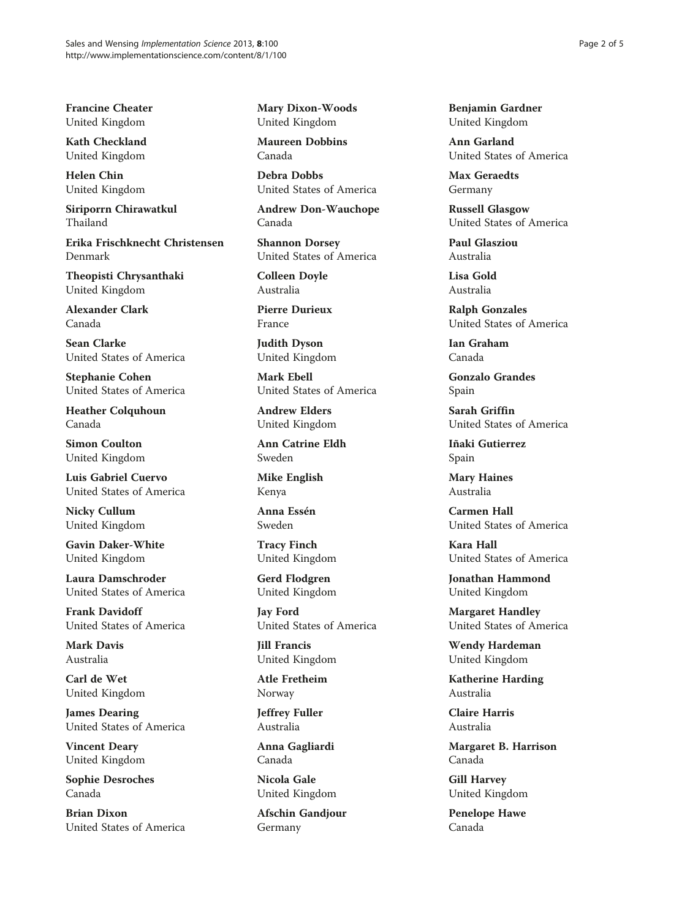**Francine Cheater**
United Kingdom

**Kath Checkland**
United Kingdom

**Helen Chin**
United Kingdom

**Siriporrn Chirawatkul**
Thailand

**Erika Frischknecht Christensen**
Denmark

**Theopisti Chrysanthaki**
United Kingdom

**Alexander Clark**
Canada

**Sean Clarke**
United States of America

**Stephanie Cohen**
United States of America

**Heather Colquhoun**
Canada

**Simon Coulton**
United Kingdom

**Luis Gabriel Cuervo**
United States of America

**Nicky Cullum**
United Kingdom

**Gavin Daker-White**
United Kingdom

**Laura Damschroder**
United States of America

**Frank Davidoff**
United States of America

**Mark Davis**
Australia

**Carl de Wet**
United Kingdom

**James Dearing**
United States of America

**Vincent Deary**
United Kingdom

**Sophie Desroches**
Canada

**Brian Dixon**
United States of America

**Mary Dixon-Woods**
United Kingdom

**Maureen Dobbins**
Canada

**Debra Dobbs**
United States of America

**Andrew Don-Wauchope**
Canada

**Shannon Dorsey**
United States of America

**Colleen Doyle**
Australia

**Pierre Durieux**
France

**Judith Dyson**
United Kingdom

**Mark Ebell**
United States of America

**Andrew Elders**
United Kingdom

**Ann Catrine Eldh**
Sweden

**Mike English**
Kenya

**Anna Essén**
Sweden

**Tracy Finch**
United Kingdom

**Gerd Flodgren**
United Kingdom

**Jay Ford**
United States of America

**Jill Francis**
United Kingdom

**Atle Fretheim**
Norway

**Jeffrey Fuller**
Australia

**Anna Gagliardi**
Canada

**Nicola Gale**
United Kingdom

**Afschin Gandjour**
Germany

**Benjamin Gardner**
United Kingdom

**Ann Garland**
United States of America

**Max Geraedts**
Germany

**Russell Glasgow**
United States of America

**Paul Glasziou**
Australia

**Lisa Gold**
Australia

**Ralph Gonzales**
United States of America

**Ian Graham**
Canada

**Gonzalo Grandes**
Spain

**Sarah Griffin**
United States of America

**Iñaki Gutierrez**
Spain

**Mary Haines**
Australia

**Carmen Hall**
United States of America

**Kara Hall**
United States of America

**Jonathan Hammond**
United Kingdom

**Margaret Handley**
United States of America

**Wendy Hardeman**
United Kingdom

**Katherine Harding**
Australia

**Claire Harris**
Australia

**Margaret B. Harrison**
Canada

**Gill Harvey**
United Kingdom

**Penelope Hawe**
Canada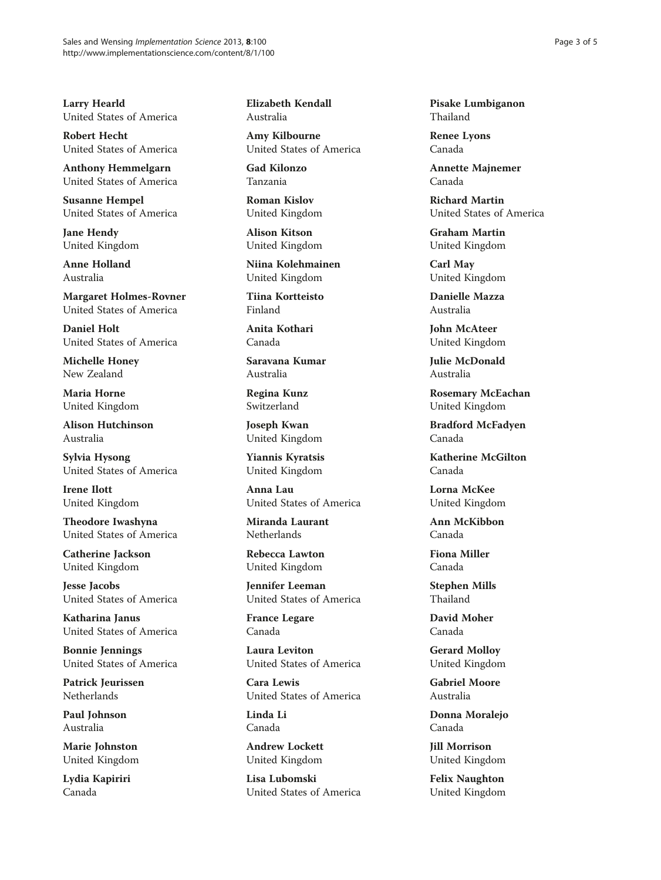**Larry Hearld**
United States of America

**Robert Hecht**
United States of America

**Anthony Hemmelgarn**
United States of America

**Susanne Hempel**
United States of America

**Jane Hendy**
United Kingdom

**Anne Holland**
Australia

**Margaret Holmes-Rovner**
United States of America

**Daniel Holt**
United States of America

**Michelle Honey**
New Zealand

**Maria Horne**
United Kingdom

**Alison Hutchinson**
Australia

**Sylvia Hysong**
United States of America

**Irene Ilott**
United Kingdom

**Theodore Iwashyna**
United States of America

**Catherine Jackson**
United Kingdom

**Jesse Jacobs**
United States of America

**Katharina Janus**
United States of America

**Bonnie Jennings**
United States of America

**Patrick Jeurissen**
Netherlands

**Paul Johnson**
Australia

**Marie Johnston**
United Kingdom

**Lydia Kapiriri**
Canada

**Elizabeth Kendall**
Australia

**Amy Kilbourne**
United States of America

**Gad Kilonzo**
Tanzania

**Roman Kislov**
United Kingdom

**Alison Kitson**
United Kingdom

**Niina Kolehmainen**
United Kingdom

**Tiina Kortteisto**
Finland

**Anita Kothari**
Canada

**Saravana Kumar**
Australia

**Regina Kunz**
Switzerland

**Joseph Kwan**
United Kingdom

**Yiannis Kyratsis**
United Kingdom

**Anna Lau**
United States of America

**Miranda Laurant**
Netherlands

**Rebecca Lawton**
United Kingdom

**Jennifer Leeman**
United States of America

**France Legare**
Canada

**Laura Leviton**
United States of America

**Cara Lewis**
United States of America

**Linda Li**
Canada

**Andrew Lockett**
United Kingdom

**Lisa Lubomski**
United States of America

**Pisake Lumbiganon**
Thailand

**Renee Lyons**
Canada

**Annette Majnemer**
Canada

**Richard Martin**
United States of America

**Graham Martin**
United Kingdom

**Carl May**
United Kingdom

**Danielle Mazza**
Australia

**John McAteer**
United Kingdom

**Julie McDonald**
Australia

**Rosemary McEachan**
United Kingdom

**Bradford McFadyen**
Canada

**Katherine McGilton**
Canada

**Lorna McKee**
United Kingdom

**Ann McKibbon**
Canada

**Fiona Miller**
Canada

**Stephen Mills**
Thailand

**David Moher**
Canada

**Gerard Molloy**
United Kingdom

**Gabriel Moore**
Australia

**Donna Moralejo**
Canada

**Jill Morrison**
United Kingdom

**Felix Naughton**
United Kingdom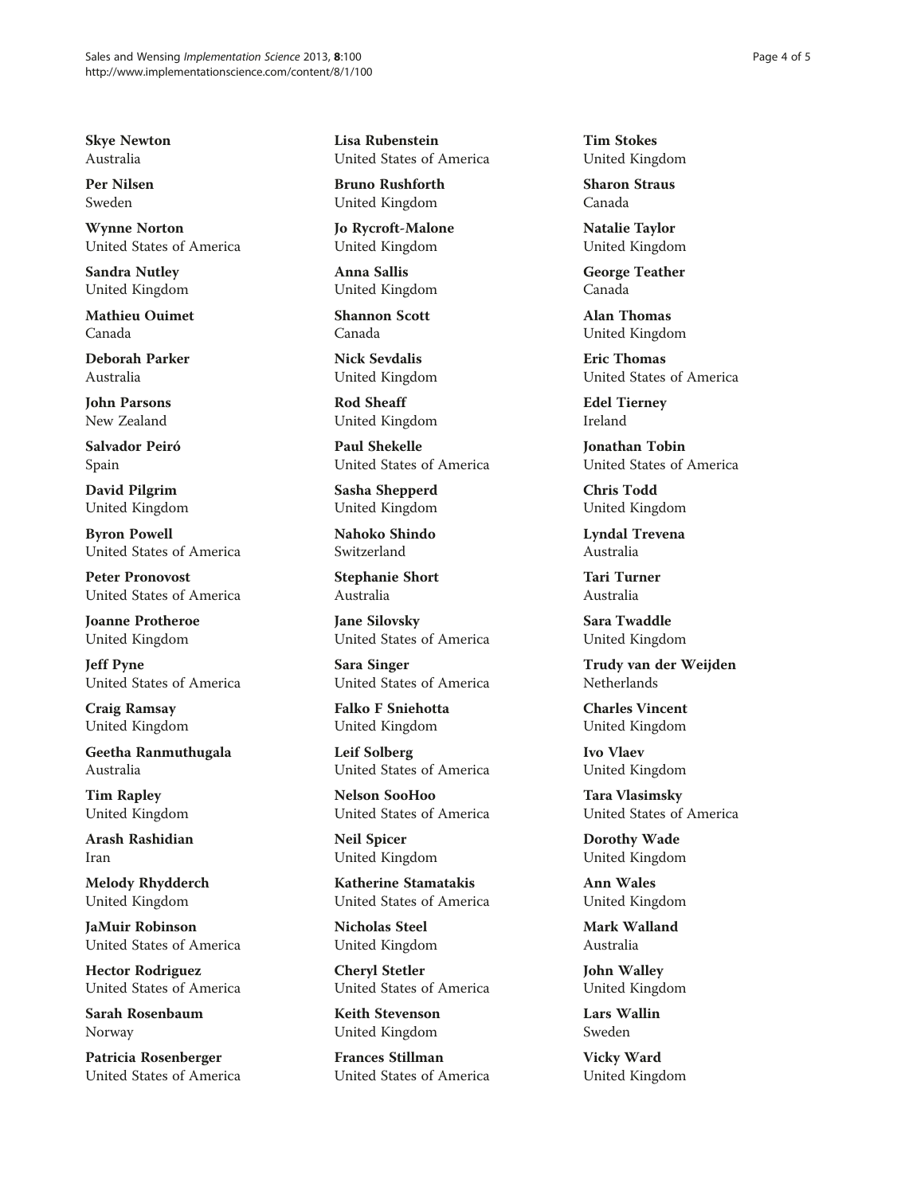**Skye Newton**
Australia

**Per Nilsen**
Sweden

**Wynne Norton**
United States of America

**Sandra Nutley**
United Kingdom

**Mathieu Ouimet**
Canada

**Deborah Parker**
Australia

**John Parsons**
New Zealand

**Salvador Peiró**
Spain

**David Pilgrim**
United Kingdom

**Byron Powell**
United States of America

**Peter Pronovost**
United States of America

**Joanne Protheroe**
United Kingdom

**Jeff Pyne**
United States of America

**Craig Ramsay**
United Kingdom

**Geetha Ranmuthugala**
Australia

**Tim Rapley**
United Kingdom

**Arash Rashidian**
Iran

**Melody Rhydderch**
United Kingdom

**JaMuir Robinson**
United States of America

**Hector Rodriguez**
United States of America

**Sarah Rosenbaum**
Norway

**Patricia Rosenberger**
United States of America

**Lisa Rubenstein**
United States of America

**Bruno Rushforth**
United Kingdom

**Jo Rycroft-Malone**
United Kingdom

**Anna Sallis**
United Kingdom

**Shannon Scott**
Canada

**Nick Sevdalis**
United Kingdom

**Rod Sheaff**
United Kingdom

**Paul Shekelle**
United States of America

**Sasha Shepperd**
United Kingdom

**Nahoko Shindo**
Switzerland

**Stephanie Short**
Australia

**Jane Silovsky**
United States of America

**Sara Singer**
United States of America

**Falko F Sniehotta**
United Kingdom

**Leif Solberg**
United States of America

**Nelson SooHoo**
United States of America

**Neil Spicer**
United Kingdom

**Katherine Stamatakis**
United States of America

**Nicholas Steel**
United Kingdom

**Cheryl Stetler**
United States of America

**Keith Stevenson**
United Kingdom

**Frances Stillman**
United States of America

**Tim Stokes**
United Kingdom

**Sharon Straus**
Canada

**Natalie Taylor**
United Kingdom

**George Teather**
Canada

**Alan Thomas**
United Kingdom

**Eric Thomas**
United States of America

**Edel Tierney**
Ireland

**Jonathan Tobin**
United States of America

**Chris Todd**
United Kingdom

**Lyndal Trevena**
Australia

**Tari Turner**
Australia

**Sara Twaddle**
United Kingdom

**Trudy van der Weijden**
Netherlands

**Charles Vincent**
United Kingdom

**Ivo Vlaev**
United Kingdom

**Tara Vlasimsky**
United States of America

**Dorothy Wade**
United Kingdom

**Ann Wales**
United Kingdom

**Mark Walland**
Australia

**John Walley**
United Kingdom

**Lars Wallin**
Sweden

**Vicky Ward**
United Kingdom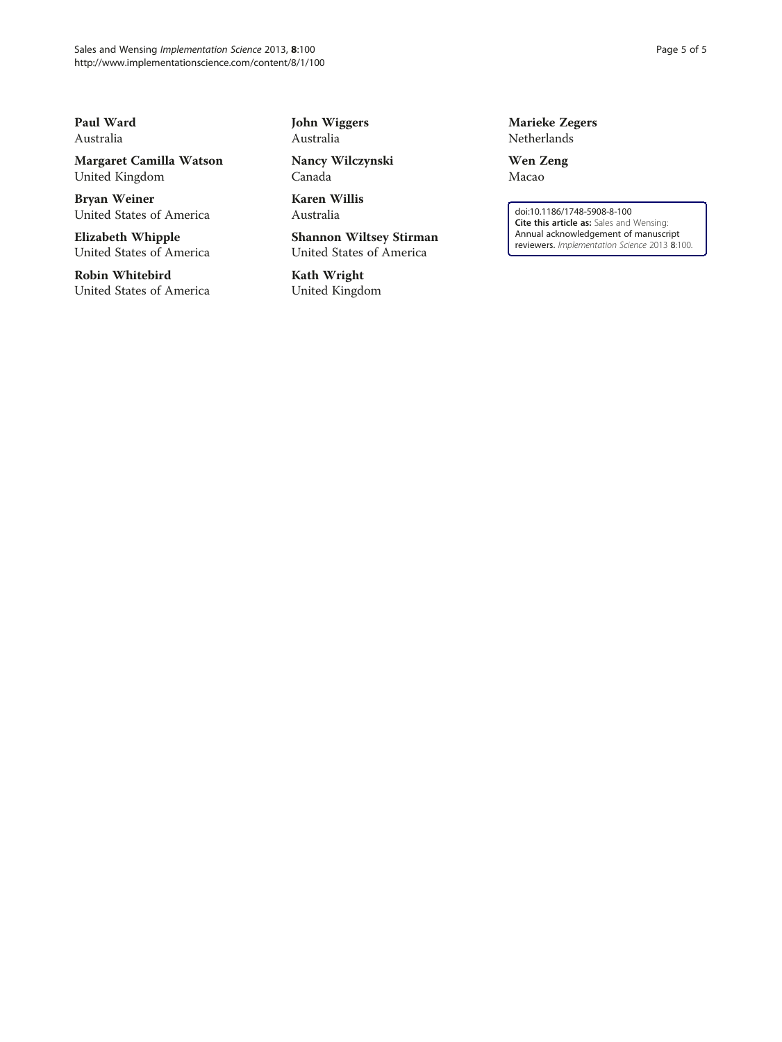**Paul Ward**
Australia

**Margaret Camilla Watson**
United Kingdom

**Bryan Weiner**
United States of America

**Elizabeth Whipple**
United States of America

**Robin Whitebird**
United States of America

**John Wiggers**
Australia

**Nancy Wilczynski**
Canada

**Karen Willis**
Australia

**Shannon Wiltsey Stirman**
United States of America

**Kath Wright**
United Kingdom

**Marieke Zegers**
Netherlands

**Wen Zeng**
Macao

doi:10.1186/1748-5908-8-100
**Cite this article as:** Sales and Wensing: Annual acknowledgement of manuscript reviewers. *Implementation Science* 2013 **8**:100.